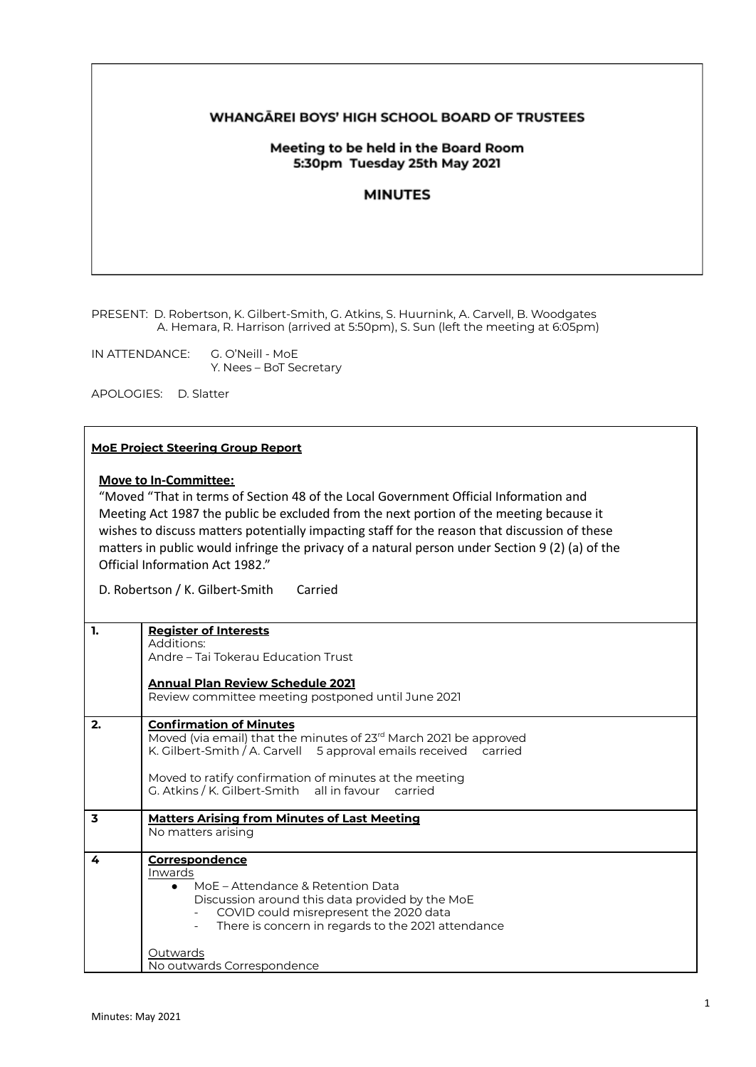# WHANGĀREI BOYS' HIGH SCHOOL BOARD OF TRUSTEES

## Meeting to be held in the Board Room
## 5:30pm Tuesday 25th May 2021

## MINUTES

PRESENT: D. Robertson, K. Gilbert-Smith, G. Atkins, S. Huurnink, A. Carvell, B. Woodgates
A. Hemara, R. Harrison (arrived at 5:50pm), S. Sun (left the meeting at 6:05pm)

IN ATTENDANCE: G. O'Neill - MoE
Y. Nees – BoT Secretary

APOLOGIES: D. Slatter

**MoE Project Steering Group Report**

**Move to In-Committee:**

"Moved "That in terms of Section 48 of the Local Government Official Information and Meeting Act 1987 the public be excluded from the next portion of the meeting because it wishes to discuss matters potentially impacting staff for the reason that discussion of these matters in public would infringe the privacy of a natural person under Section 9 (2) (a) of the Official Information Act 1982."

D. Robertson / K. Gilbert-Smith Carried

| | |
|---|---|
| **1.** | **Register of Interests**<br>Additions:<br>Andre – Tai Tokerau Education Trust<br><br>**Annual Plan Review Schedule 2021**<br>Review committee meeting postponed until June 2021 |
| **2.** | **Confirmation of Minutes**<br>Moved (via email) that the minutes of 23rd March 2021 be approved<br>K. Gilbert-Smith / A. Carvell 5 approval emails received carried<br><br>Moved to ratify confirmation of minutes at the meeting<br>G. Atkins / K. Gilbert-Smith all in favour carried |
| **3** | **Matters Arising from Minutes of Last Meeting**<br>No matters arising |
| **4** | **Correspondence**<br>Inwards<br>● MoE – Attendance & Retention Data<br>Discussion around this data provided by the MoE<br>- COVID could misrepresent the 2020 data<br>- There is concern in regards to the 2021 attendance<br><br>Outwards<br>No outwards Correspondence |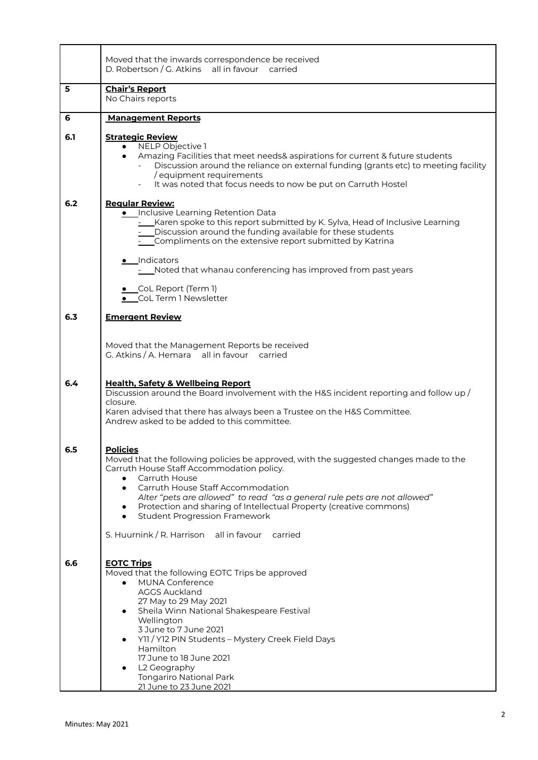| | |
|---|---|
| | Moved that the inwards correspondence be received<br>D. Robertson / G. Atkins all in favour carried |
| **5** | **Chair's Report**<br>No Chairs reports |
| **6** | **Management Reports** |
| **6.1** | **Strategic Review**<br>• NELP Objective 1<br>• Amazing Facilities that meet needs& aspirations for current & future students<br>- Discussion around the reliance on external funding (grants etc) to meeting facility / equipment requirements<br>- It was noted that focus needs to now be put on Carruth Hostel |
| **6.2** | **Regular Review:**<br>• Inclusive Learning Retention Data<br>- Karen spoke to this report submitted by K. Sylva, Head of Inclusive Learning<br>- Discussion around the funding available for these students<br>- Compliments on the extensive report submitted by Katrina<br><br>• Indicators<br>- Noted that whanau conferencing has improved from past years<br><br>• CoL Report (Term 1)<br>• CoL Term 1 Newsletter |
| **6.3** | **Emergent Review**<br><br>Moved that the Management Reports be received<br>G. Atkins / A. Hemara all in favour carried |
| **6.4** | **Health, Safety & Wellbeing Report**<br>Discussion around the Board involvement with the H&S incident reporting and follow up / closure.<br>Karen advised that there has always been a Trustee on the H&S Committee.<br>Andrew asked to be added to this committee. |
| **6.5** | **Policies**<br>Moved that the following policies be approved, with the suggested changes made to the Carruth House Staff Accommodation policy.<br>• Carruth House<br>• Carruth House Staff Accommodation<br>*Alter "pets are allowed" to read "as a general rule pets are not allowed"*<br>• Protection and sharing of Intellectual Property (creative commons)<br>• Student Progression Framework<br><br>S. Huurnink / R. Harrison all in favour carried |
| **6.6** | **EOTC Trips**<br>Moved that the following EOTC Trips be approved<br>• MUNA Conference<br>AGGS Auckland<br>27 May to 29 May 2021<br>• Sheila Winn National Shakespeare Festival<br>Wellington<br>3 June to 7 June 2021<br>• Y11 / Y12 PIN Students – Mystery Creek Field Days<br>Hamilton<br>17 June to 18 June 2021<br>• L2 Geography<br>Tongariro National Park<br>21 June to 23 June 2021 |

Minutes: May 2021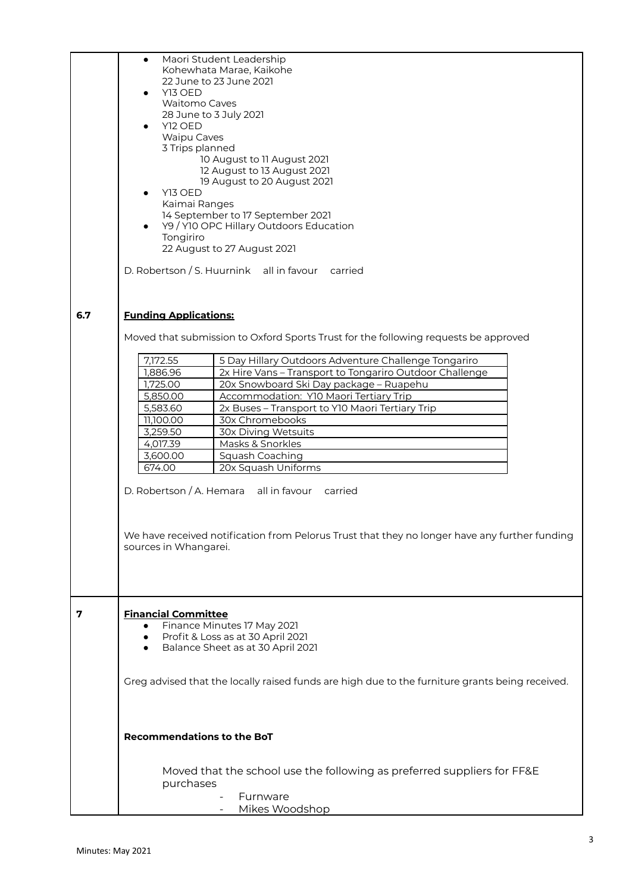- Maori Student Leadership
  Kohewhata Marae, Kaikohe
  22 June to 23 June 2021
- Y13 OED
  Waitomo Caves
  28 June to 3 July 2021
- Y12 OED
  Waipu Caves
  3 Trips planned
  - 10 August to 11 August 2021
  - 12 August to 13 August 2021
  - 19 August to 20 August 2021
- Y13 OED
  Kaimai Ranges
  14 September to 17 September 2021
- Y9 / Y10 OPC Hillary Outdoors Education
  Tongiriro
  22 August to 27 August 2021

D. Robertson / S. Huurnink all in favour carried

## 6.7 Funding Applications:

Moved that submission to Oxford Sports Trust for the following requests be approved

| | |
|---|---|
| 7,172.55 | 5 Day Hillary Outdoors Adventure Challenge Tongariro |
| 1,886.96 | 2x Hire Vans – Transport to Tongariro Outdoor Challenge |
| 1,725.00 | 20x Snowboard Ski Day package – Ruapehu |
| 5,850.00 | Accommodation: Y10 Maori Tertiary Trip |
| 5,583.60 | 2x Buses – Transport to Y10 Maori Tertiary Trip |
| 11,100.00 | 30x Chromebooks |
| 3,259.50 | 30x Diving Wetsuits |
| 4,017.39 | Masks & Snorkles |
| 3,600.00 | Squash Coaching |
| 674.00 | 20x Squash Uniforms |

D. Robertson / A. Hemara all in favour carried

We have received notification from Pelorus Trust that they no longer have any further funding sources in Whangarei.

## 7 Financial Committee

- Finance Minutes 17 May 2021
- Profit & Loss as at 30 April 2021
- Balance Sheet as at 30 April 2021

Greg advised that the locally raised funds are high due to the furniture grants being received.

**Recommendations to the BoT**

Moved that the school use the following as preferred suppliers for FF&E purchases

- Furnware
- Mikes Woodshop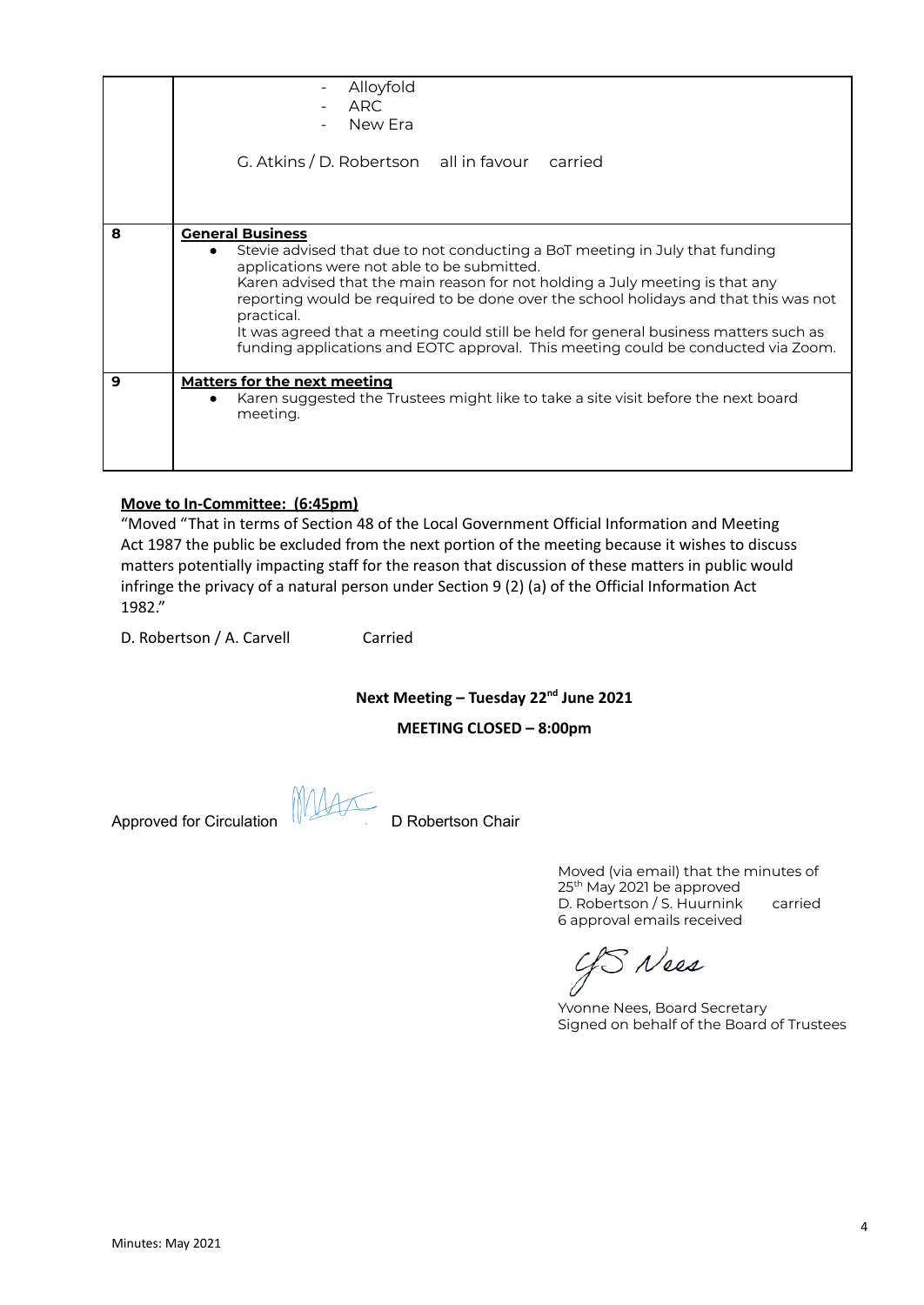| | |
|---|---|
| | - Alloyfold<br>- ARC<br>- New Era<br><br>G. Atkins / D. Robertson all in favour carried |
| 8 | **General Business**<br>● Stevie advised that due to not conducting a BoT meeting in July that funding applications were not able to be submitted.<br>Karen advised that the main reason for not holding a July meeting is that any reporting would be required to be done over the school holidays and that this was not practical.<br>It was agreed that a meeting could still be held for general business matters such as funding applications and EOTC approval. This meeting could be conducted via Zoom. |
| 9 | **Matters for the next meeting**<br>● Karen suggested the Trustees might like to take a site visit before the next board meeting. |

**Move to In-Committee: (6:45pm)**

"Moved "That in terms of Section 48 of the Local Government Official Information and Meeting Act 1987 the public be excluded from the next portion of the meeting because it wishes to discuss matters potentially impacting staff for the reason that discussion of these matters in public would infringe the privacy of a natural person under Section 9 (2) (a) of the Official Information Act 1982."

D. Robertson / A. Carvell Carried

**Next Meeting – Tuesday 22nd June 2021**

**MEETING CLOSED – 8:00pm**

Approved for Circulation D Robertson Chair

Moved (via email) that the minutes of 25th May 2021 be approved
D. Robertson / S. Huurnink carried
6 approval emails received

Yvonne Nees, Board Secretary
Signed on behalf of the Board of Trustees